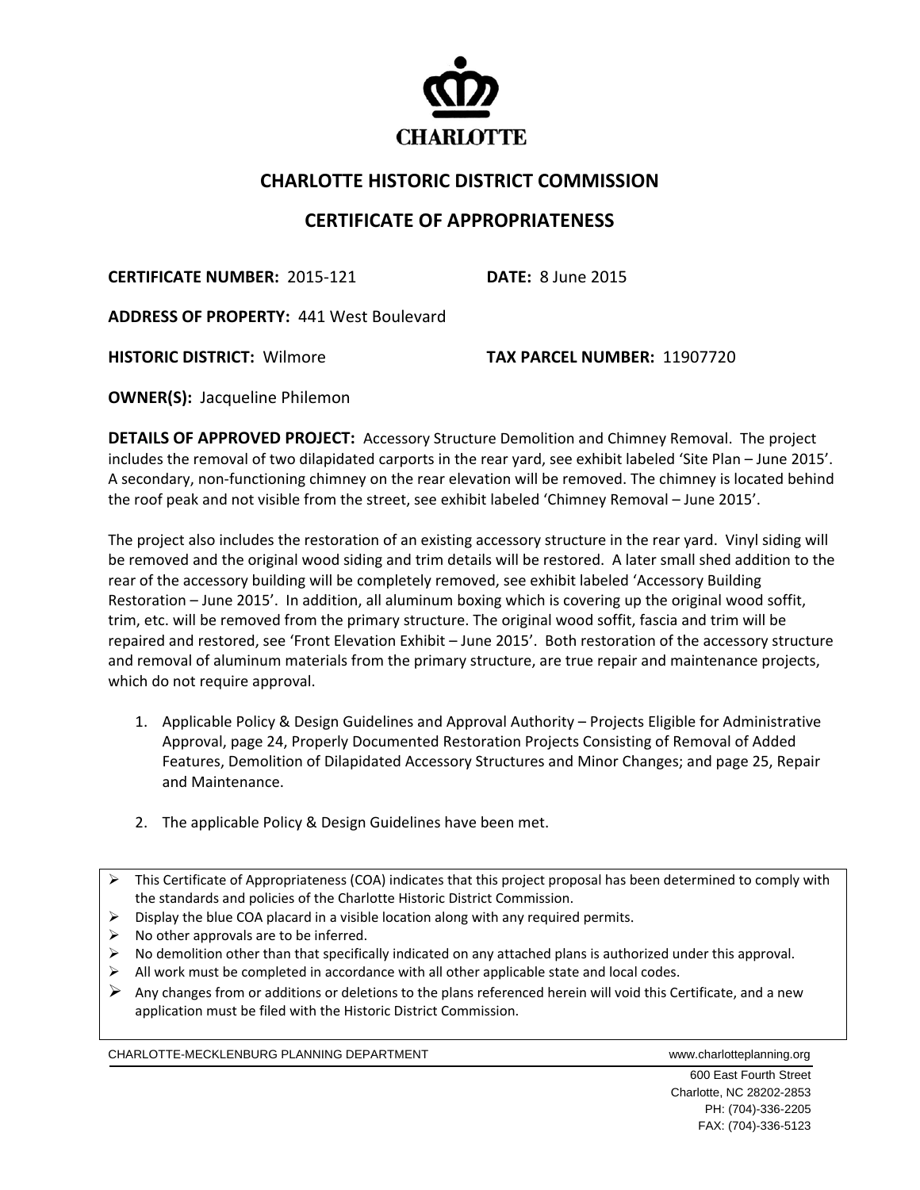CHARLOTTE

# CHARLOTTE HISTORIC DISTRICT COMMISSION

## CERTIFICATE OF APPROPRIATENESS

**CERTIFICATE NUMBER:** 2015-121 **DATE:** 8 June 2015

**ADDRESS OF PROPERTY:** 441 West Boulevard

**HISTORIC DISTRICT:** Wilmore **TAX PARCEL NUMBER:** 11907720

**OWNER(S):** Jacqueline Philemon

**DETAILS OF APPROVED PROJECT:** Accessory Structure Demolition and Chimney Removal. The project includes the removal of two dilapidated carports in the rear yard, see exhibit labeled 'Site Plan – June 2015'. A secondary, non-functioning chimney on the rear elevation will be removed. The chimney is located behind the roof peak and not visible from the street, see exhibit labeled 'Chimney Removal – June 2015'.

The project also includes the restoration of an existing accessory structure in the rear yard. Vinyl siding will be removed and the original wood siding and trim details will be restored. A later small shed addition to the rear of the accessory building will be completely removed, see exhibit labeled 'Accessory Building Restoration – June 2015'. In addition, all aluminum boxing which is covering up the original wood soffit, trim, etc. will be removed from the primary structure. The original wood soffit, fascia and trim will be repaired and restored, see 'Front Elevation Exhibit – June 2015'. Both restoration of the accessory structure and removal of aluminum materials from the primary structure, are true repair and maintenance projects, which do not require approval.

1. Applicable Policy & Design Guidelines and Approval Authority – Projects Eligible for Administrative Approval, page 24, Properly Documented Restoration Projects Consisting of Removal of Added Features, Demolition of Dilapidated Accessory Structures and Minor Changes; and page 25, Repair and Maintenance.

2. The applicable Policy & Design Guidelines have been met.

- This Certificate of Appropriateness (COA) indicates that this project proposal has been determined to comply with the standards and policies of the Charlotte Historic District Commission.
- Display the blue COA placard in a visible location along with any required permits.
- No other approvals are to be inferred.
- No demolition other than that specifically indicated on any attached plans is authorized under this approval.
- All work must be completed in accordance with all other applicable state and local codes.
- Any changes from or additions or deletions to the plans referenced herein will void this Certificate, and a new application must be filed with the Historic District Commission.

CHARLOTTE-MECKLENBURG PLANNING DEPARTMENT www.charlotteplanning.org

600 East Fourth Street
Charlotte, NC 28202-2853
PH: (704)-336-2205
FAX: (704)-336-5123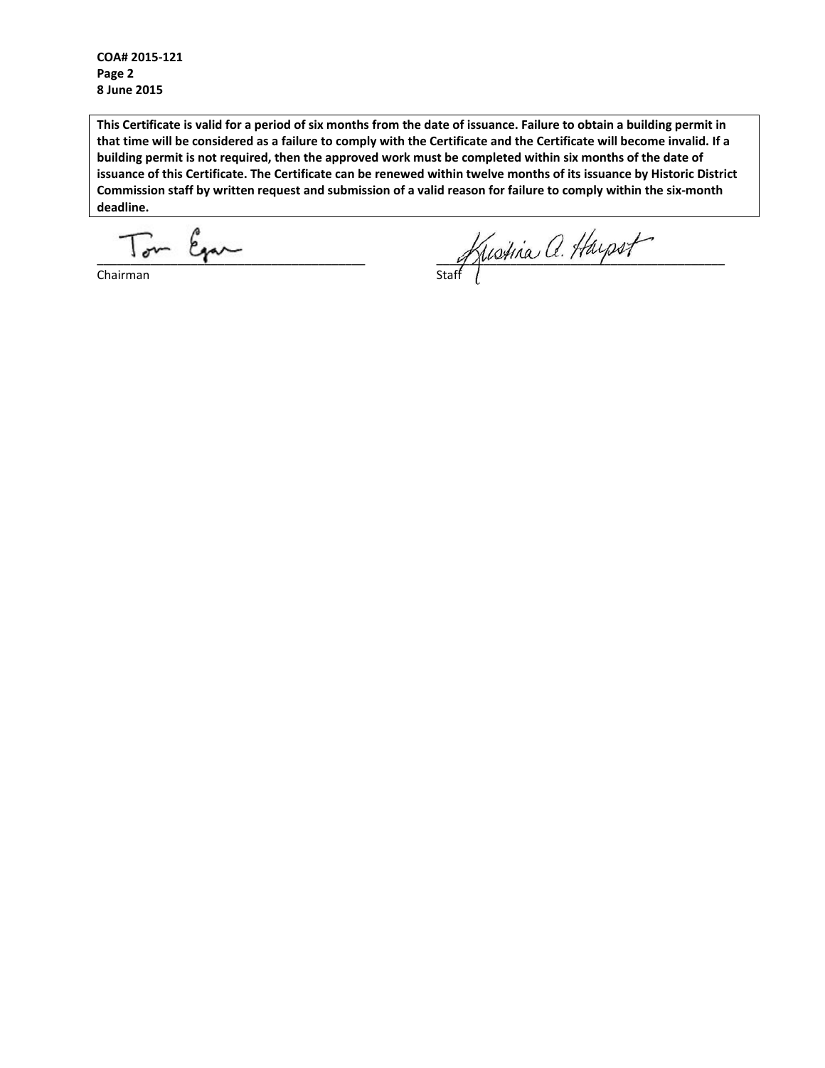**This Certificate is valid for a period of six months from the date of issuance. Failure to obtain a building permit in that time will be considered as a failure to comply with the Certificate and the Certificate will become invalid. If a building permit is not required, then the approved work must be completed within six months of the date of issuance of this Certificate. The Certificate can be renewed within twelve months of its issuance by Historic District Commission staff by written request and submission of a valid reason for failure to comply within the six-month deadline.**

Tom Egan
Chairman

Kristina A. Harpst
Staff